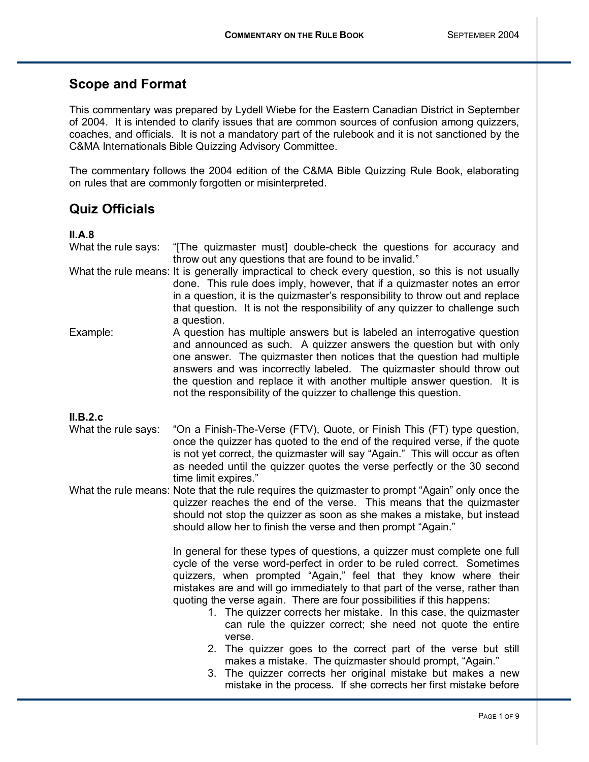## Scope and Format

This commentary was prepared by Lydell Wiebe for the Eastern Canadian District in September of 2004. It is intended to clarify issues that are common sources of confusion among quizzers, coaches, and officials. It is not a mandatory part of the rulebook and it is not sanctioned by the C&MA Internationals Bible Quizzing Advisory Committee.

The commentary follows the 2004 edition of the C&MA Bible Quizzing Rule Book, elaborating on rules that are commonly forgotten or misinterpreted.

## Quiz Officials

### II.A.8

What the rule says: "[The quizmaster must] double-check the questions for accuracy and throw out any questions that are found to be invalid."

What the rule means: It is generally impractical to check every question, so this is not usually done. This rule does imply, however, that if a quizmaster notes an error in a question, it is the quizmaster's responsibility to throw out and replace that question. It is not the responsibility of any quizzer to challenge such a question.

Example: A question has multiple answers but is labeled an interrogative question and announced as such. A quizzer answers the question but with only one answer. The quizmaster then notices that the question had multiple answers and was incorrectly labeled. The quizmaster should throw out the question and replace it with another multiple answer question. It is not the responsibility of the quizzer to challenge this question.

### II.B.2.c

What the rule says: "On a Finish-The-Verse (FTV), Quote, or Finish This (FT) type question, once the quizzer has quoted to the end of the required verse, if the quote is not yet correct, the quizmaster will say "Again." This will occur as often as needed until the quizzer quotes the verse perfectly or the 30 second time limit expires."

What the rule means: Note that the rule requires the quizmaster to prompt "Again" only once the quizzer reaches the end of the verse. This means that the quizmaster should not stop the quizzer as soon as she makes a mistake, but instead should allow her to finish the verse and then prompt "Again."

In general for these types of questions, a quizzer must complete one full cycle of the verse word-perfect in order to be ruled correct. Sometimes quizzers, when prompted "Again," feel that they know where their mistakes are and will go immediately to that part of the verse, rather than quoting the verse again. There are four possibilities if this happens:

1. The quizzer corrects her mistake. In this case, the quizmaster can rule the quizzer correct; she need not quote the entire verse.
2. The quizzer goes to the correct part of the verse but still makes a mistake. The quizmaster should prompt, "Again."
3. The quizzer corrects her original mistake but makes a new mistake in the process. If she corrects her first mistake before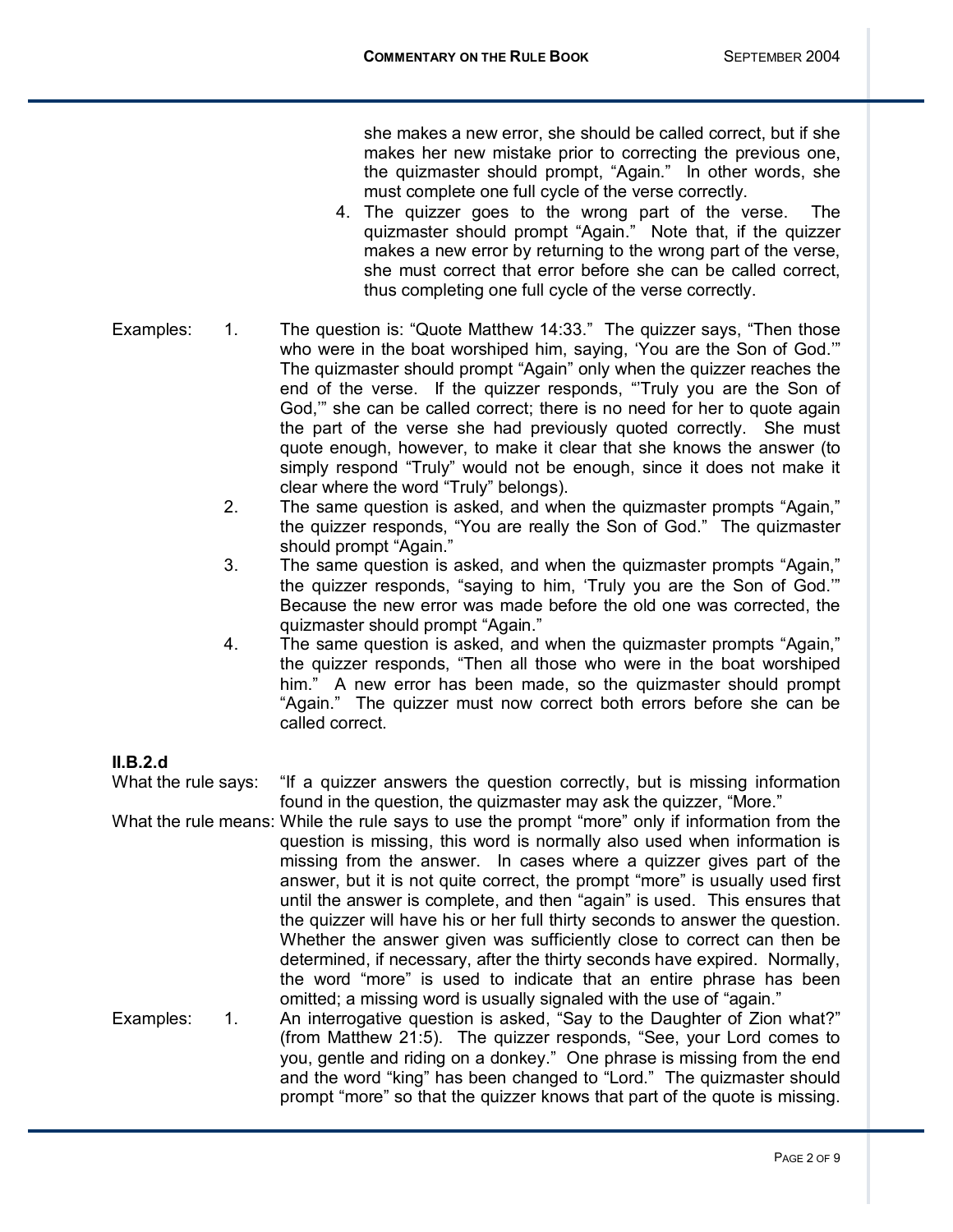she makes a new error, she should be called correct, but if she makes her new mistake prior to correcting the previous one, the quizmaster should prompt, “Again.” In other words, she must complete one full cycle of the verse correctly.

4. The quizzer goes to the wrong part of the verse. The quizmaster should prompt “Again.” Note that, if the quizzer makes a new error by returning to the wrong part of the verse, she must correct that error before she can be called correct, thus completing one full cycle of the verse correctly.

Examples:

1. The question is: “Quote Matthew 14:33.” The quizzer says, “Then those who were in the boat worshiped him, saying, ‘You are the Son of God.’” The quizmaster should prompt “Again” only when the quizzer reaches the end of the verse. If the quizzer responds, “‘Truly you are the Son of God,’” she can be called correct; there is no need for her to quote again the part of the verse she had previously quoted correctly. She must quote enough, however, to make it clear that she knows the answer (to simply respond “Truly” would not be enough, since it does not make it clear where the word “Truly” belongs).
2. The same question is asked, and when the quizmaster prompts “Again,” the quizzer responds, “You are really the Son of God.” The quizmaster should prompt “Again.”
3. The same question is asked, and when the quizmaster prompts “Again,” the quizzer responds, “saying to him, ‘Truly you are the Son of God.’” Because the new error was made before the old one was corrected, the quizmaster should prompt “Again.”
4. The same question is asked, and when the quizmaster prompts “Again,” the quizzer responds, “Then all those who were in the boat worshiped him.” A new error has been made, so the quizmaster should prompt “Again.” The quizzer must now correct both errors before she can be called correct.

**II.B.2.d**

What the rule says: “If a quizzer answers the question correctly, but is missing information found in the question, the quizmaster may ask the quizzer, “More.”

What the rule means: While the rule says to use the prompt “more” only if information from the question is missing, this word is normally also used when information is missing from the answer. In cases where a quizzer gives part of the answer, but it is not quite correct, the prompt “more” is usually used first until the answer is complete, and then “again” is used. This ensures that the quizzer will have his or her full thirty seconds to answer the question. Whether the answer given was sufficiently close to correct can then be determined, if necessary, after the thirty seconds have expired. Normally, the word “more” is used to indicate that an entire phrase has been omitted; a missing word is usually signaled with the use of “again.”

Examples:

1. An interrogative question is asked, “Say to the Daughter of Zion what?” (from Matthew 21:5). The quizzer responds, “See, your Lord comes to you, gentle and riding on a donkey.” One phrase is missing from the end and the word “king” has been changed to “Lord.” The quizmaster should prompt “more” so that the quizzer knows that part of the quote is missing.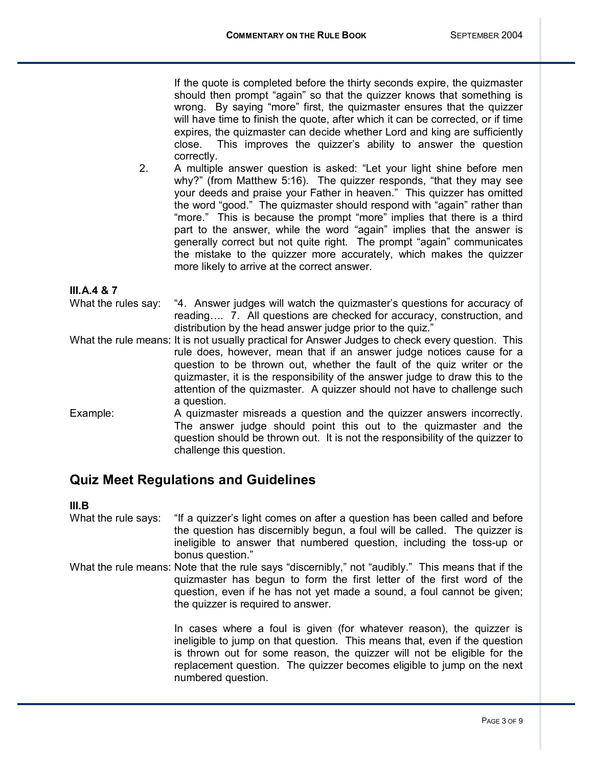If the quote is completed before the thirty seconds expire, the quizmaster should then prompt "again" so that the quizzer knows that something is wrong. By saying "more" first, the quizmaster ensures that the quizzer will have time to finish the quote, after which it can be corrected, or if time expires, the quizmaster can decide whether Lord and king are sufficiently close. This improves the quizzer's ability to answer the question correctly.

2. A multiple answer question is asked: "Let your light shine before men why?" (from Matthew 5:16). The quizzer responds, "that they may see your deeds and praise your Father in heaven." This quizzer has omitted the word "good." The quizmaster should respond with "again" rather than "more." This is because the prompt "more" implies that there is a third part to the answer, while the word "again" implies that the answer is generally correct but not quite right. The prompt "again" communicates the mistake to the quizzer more accurately, which makes the quizzer more likely to arrive at the correct answer.

**III.A.4 & 7**

What the rules say: "4. Answer judges will watch the quizmaster's questions for accuracy of reading…. 7. All questions are checked for accuracy, construction, and distribution by the head answer judge prior to the quiz."

What the rule means: It is not usually practical for Answer Judges to check every question. This rule does, however, mean that if an answer judge notices cause for a question to be thrown out, whether the fault of the quiz writer or the quizmaster, it is the responsibility of the answer judge to draw this to the attention of the quizmaster. A quizzer should not have to challenge such a question.

Example: A quizmaster misreads a question and the quizzer answers incorrectly. The answer judge should point this out to the quizmaster and the question should be thrown out. It is not the responsibility of the quizzer to challenge this question.

## Quiz Meet Regulations and Guidelines

**III.B**

What the rule says: "If a quizzer's light comes on after a question has been called and before the question has discernibly begun, a foul will be called. The quizzer is ineligible to answer that numbered question, including the toss-up or bonus question."

What the rule means: Note that the rule says "discernibly," not "audibly." This means that if the quizmaster has begun to form the first letter of the first word of the question, even if he has not yet made a sound, a foul cannot be given; the quizzer is required to answer.

In cases where a foul is given (for whatever reason), the quizzer is ineligible to jump on that question. This means that, even if the question is thrown out for some reason, the quizzer will not be eligible for the replacement question. The quizzer becomes eligible to jump on the next numbered question.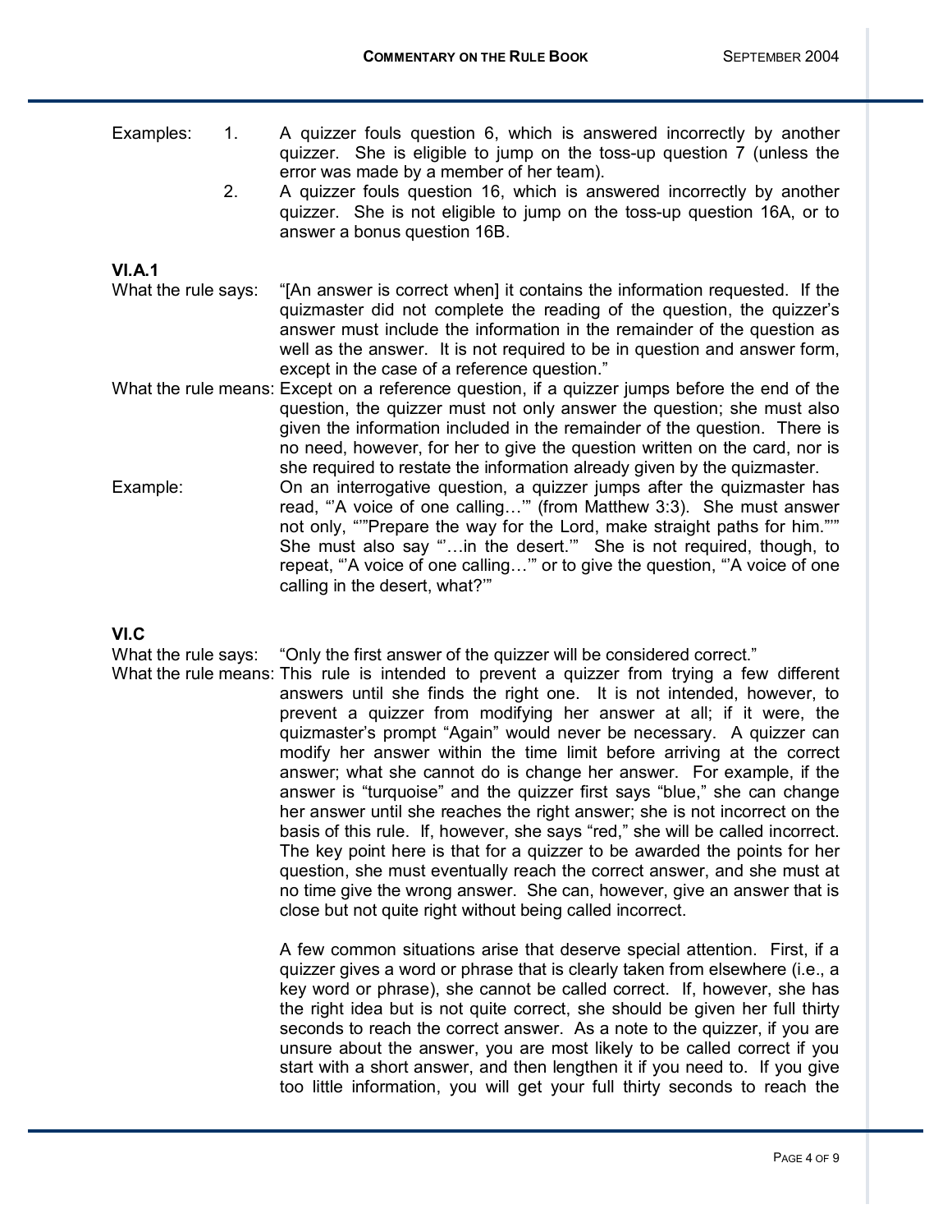Examples:

1. A quizzer fouls question 6, which is answered incorrectly by another quizzer. She is eligible to jump on the toss-up question 7 (unless the error was made by a member of her team).
2. A quizzer fouls question 16, which is answered incorrectly by another quizzer. She is not eligible to jump on the toss-up question 16A, or to answer a bonus question 16B.

**VI.A.1**

What the rule says: "[An answer is correct when] it contains the information requested. If the quizmaster did not complete the reading of the question, the quizzer's answer must include the information in the remainder of the question as well as the answer. It is not required to be in question and answer form, except in the case of a reference question."

What the rule means: Except on a reference question, if a quizzer jumps before the end of the question, the quizzer must not only answer the question; she must also given the information included in the remainder of the question. There is no need, however, for her to give the question written on the card, nor is she required to restate the information already given by the quizmaster.

Example: On an interrogative question, a quizzer jumps after the quizmaster has read, "'A voice of one calling…'" (from Matthew 3:3). She must answer not only, "'"Prepare the way for the Lord, make straight paths for him."'" She must also say "'…in the desert.'" She is not required, though, to repeat, "'A voice of one calling…'" or to give the question, "'A voice of one calling in the desert, what?'"

**VI.C**

What the rule says: "Only the first answer of the quizzer will be considered correct."

What the rule means: This rule is intended to prevent a quizzer from trying a few different answers until she finds the right one. It is not intended, however, to prevent a quizzer from modifying her answer at all; if it were, the quizmaster's prompt "Again" would never be necessary. A quizzer can modify her answer within the time limit before arriving at the correct answer; what she cannot do is change her answer. For example, if the answer is "turquoise" and the quizzer first says "blue," she can change her answer until she reaches the right answer; she is not incorrect on the basis of this rule. If, however, she says "red," she will be called incorrect. The key point here is that for a quizzer to be awarded the points for her question, she must eventually reach the correct answer, and she must at no time give the wrong answer. She can, however, give an answer that is close but not quite right without being called incorrect.

A few common situations arise that deserve special attention. First, if a quizzer gives a word or phrase that is clearly taken from elsewhere (i.e., a key word or phrase), she cannot be called correct. If, however, she has the right idea but is not quite correct, she should be given her full thirty seconds to reach the correct answer. As a note to the quizzer, if you are unsure about the answer, you are most likely to be called correct if you start with a short answer, and then lengthen it if you need to. If you give too little information, you will get your full thirty seconds to reach the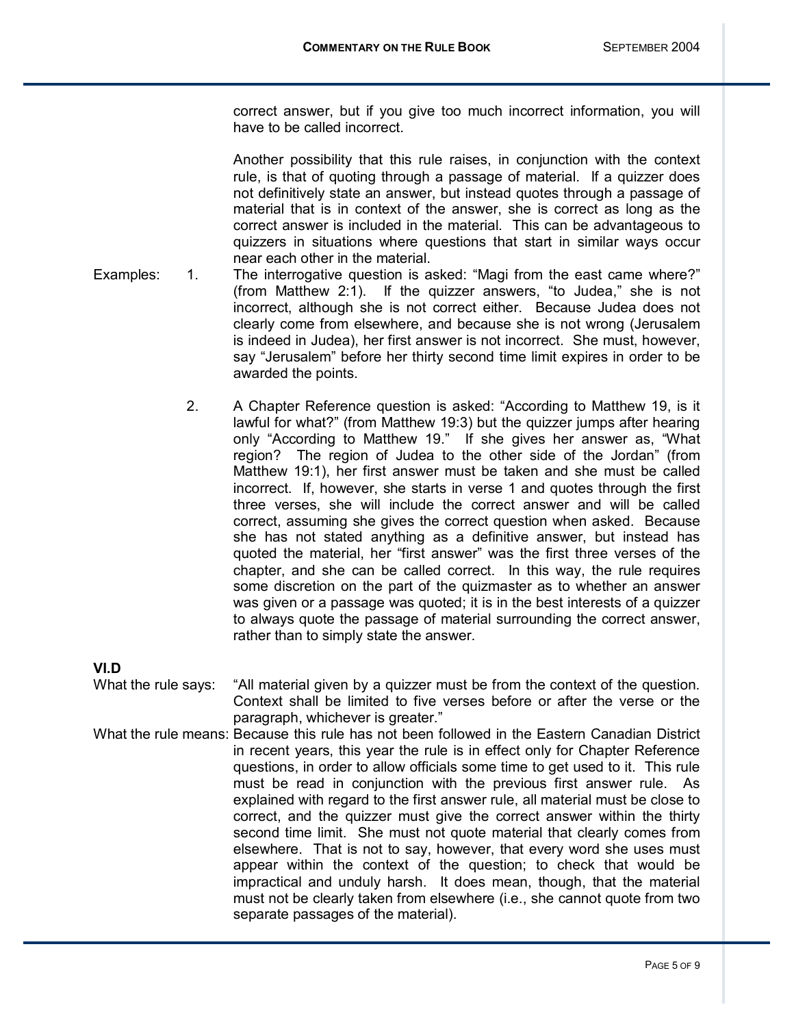correct answer, but if you give too much incorrect information, you will have to be called incorrect.

Another possibility that this rule raises, in conjunction with the context rule, is that of quoting through a passage of material. If a quizzer does not definitively state an answer, but instead quotes through a passage of material that is in context of the answer, she is correct as long as the correct answer is included in the material. This can be advantageous to quizzers in situations where questions that start in similar ways occur near each other in the material.

Examples:

1. The interrogative question is asked: "Magi from the east came where?" (from Matthew 2:1). If the quizzer answers, "to Judea," she is not incorrect, although she is not correct either. Because Judea does not clearly come from elsewhere, and because she is not wrong (Jerusalem is indeed in Judea), her first answer is not incorrect. She must, however, say "Jerusalem" before her thirty second time limit expires in order to be awarded the points.

2. A Chapter Reference question is asked: "According to Matthew 19, is it lawful for what?" (from Matthew 19:3) but the quizzer jumps after hearing only "According to Matthew 19." If she gives her answer as, "What region? The region of Judea to the other side of the Jordan" (from Matthew 19:1), her first answer must be taken and she must be called incorrect. If, however, she starts in verse 1 and quotes through the first three verses, she will include the correct answer and will be called correct, assuming she gives the correct question when asked. Because she has not stated anything as a definitive answer, but instead has quoted the material, her "first answer" was the first three verses of the chapter, and she can be called correct. In this way, the rule requires some discretion on the part of the quizmaster as to whether an answer was given or a passage was quoted; it is in the best interests of a quizzer to always quote the passage of material surrounding the correct answer, rather than to simply state the answer.

### VI.D

**What the rule says:** "All material given by a quizzer must be from the context of the question. Context shall be limited to five verses before or after the verse or the paragraph, whichever is greater."

**What the rule means:** Because this rule has not been followed in the Eastern Canadian District in recent years, this year the rule is in effect only for Chapter Reference questions, in order to allow officials some time to get used to it. This rule must be read in conjunction with the previous first answer rule. As explained with regard to the first answer rule, all material must be close to correct, and the quizzer must give the correct answer within the thirty second time limit. She must not quote material that clearly comes from elsewhere. That is not to say, however, that every word she uses must appear within the context of the question; to check that would be impractical and unduly harsh. It does mean, though, that the material must not be clearly taken from elsewhere (i.e., she cannot quote from two separate passages of the material).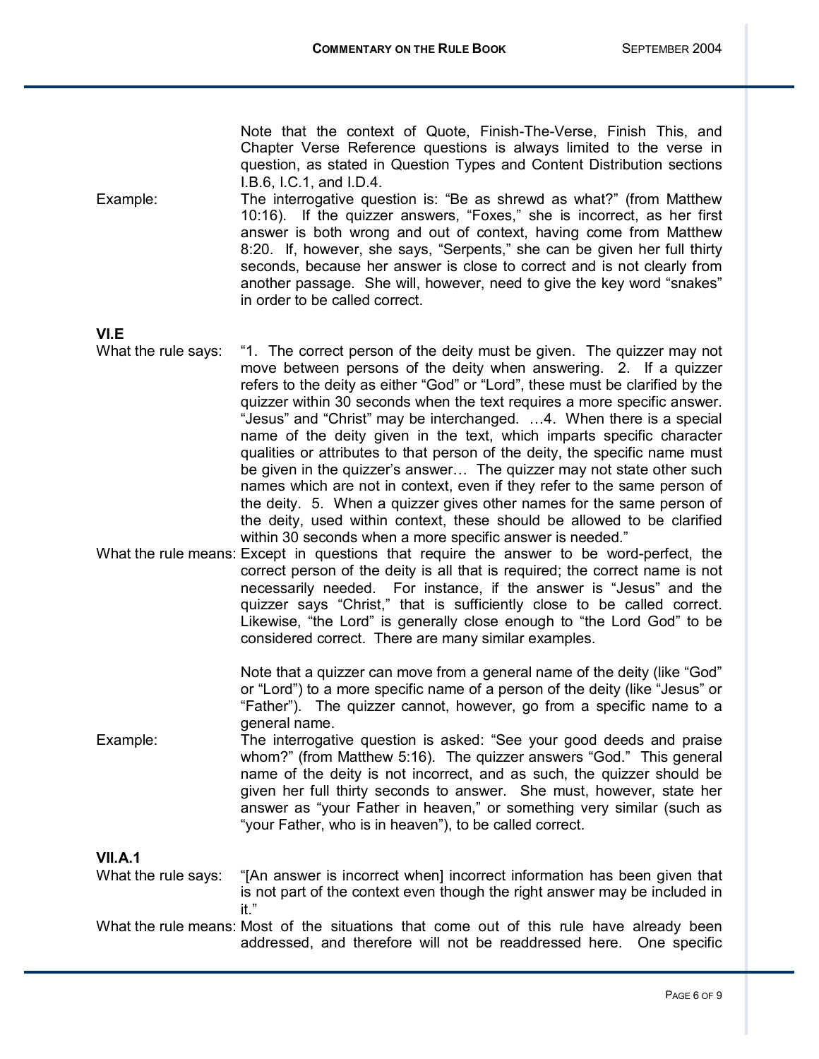Note that the context of Quote, Finish-The-Verse, Finish This, and Chapter Verse Reference questions is always limited to the verse in question, as stated in Question Types and Content Distribution sections I.B.6, I.C.1, and I.D.4.

Example: The interrogative question is: “Be as shrewd as what?” (from Matthew 10:16). If the quizzer answers, “Foxes,” she is incorrect, as her first answer is both wrong and out of context, having come from Matthew 8:20. If, however, she says, “Serpents,” she can be given her full thirty seconds, because her answer is close to correct and is not clearly from another passage. She will, however, need to give the key word “snakes” in order to be called correct.

**VI.E**

What the rule says: “1. The correct person of the deity must be given. The quizzer may not move between persons of the deity when answering. 2. If a quizzer refers to the deity as either “God” or “Lord”, these must be clarified by the quizzer within 30 seconds when the text requires a more specific answer. “Jesus” and “Christ” may be interchanged. …4. When there is a special name of the deity given in the text, which imparts specific character qualities or attributes to that person of the deity, the specific name must be given in the quizzer’s answer… The quizzer may not state other such names which are not in context, even if they refer to the same person of the deity. 5. When a quizzer gives other names for the same person of the deity, used within context, these should be allowed to be clarified within 30 seconds when a more specific answer is needed.”

What the rule means: Except in questions that require the answer to be word-perfect, the correct person of the deity is all that is required; the correct name is not necessarily needed. For instance, if the answer is “Jesus” and the quizzer says “Christ,” that is sufficiently close to be called correct. Likewise, “the Lord” is generally close enough to “the Lord God” to be considered correct. There are many similar examples.

Note that a quizzer can move from a general name of the deity (like “God” or “Lord”) to a more specific name of a person of the deity (like “Jesus” or “Father”). The quizzer cannot, however, go from a specific name to a general name.

Example: The interrogative question is asked: “See your good deeds and praise whom?” (from Matthew 5:16). The quizzer answers “God.” This general name of the deity is not incorrect, and as such, the quizzer should be given her full thirty seconds to answer. She must, however, state her answer as “your Father in heaven,” or something very similar (such as “your Father, who is in heaven”), to be called correct.

**VII.A.1**

What the rule says: “[An answer is incorrect when] incorrect information has been given that is not part of the context even though the right answer may be included in it.”

What the rule means: Most of the situations that come out of this rule have already been addressed, and therefore will not be readdressed here. One specific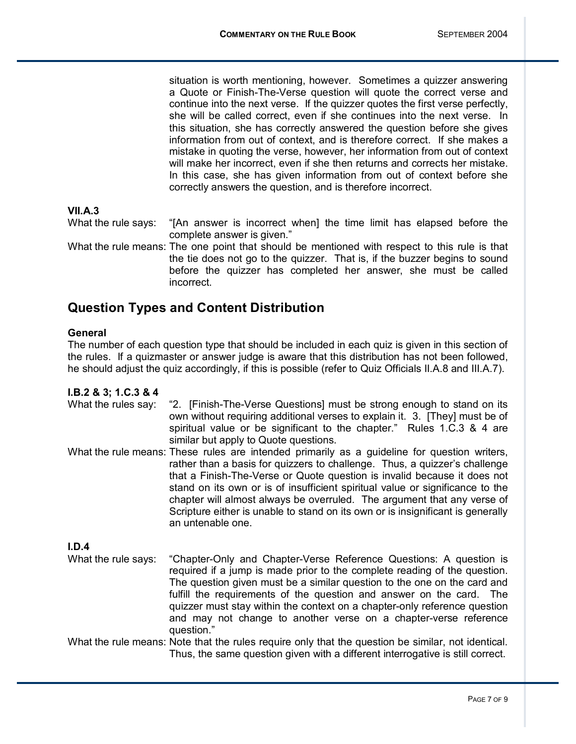situation is worth mentioning, however. Sometimes a quizzer answering a Quote or Finish-The-Verse question will quote the correct verse and continue into the next verse. If the quizzer quotes the first verse perfectly, she will be called correct, even if she continues into the next verse. In this situation, she has correctly answered the question before she gives information from out of context, and is therefore correct. If she makes a mistake in quoting the verse, however, her information from out of context will make her incorrect, even if she then returns and corrects her mistake. In this case, she has given information from out of context before she correctly answers the question, and is therefore incorrect.

**VII.A.3**

What the rule says: "[An answer is incorrect when] the time limit has elapsed before the complete answer is given."

What the rule means: The one point that should be mentioned with respect to this rule is that the tie does not go to the quizzer. That is, if the buzzer begins to sound before the quizzer has completed her answer, she must be called incorrect.

## Question Types and Content Distribution

**General**

The number of each question type that should be included in each quiz is given in this section of the rules. If a quizmaster or answer judge is aware that this distribution has not been followed, he should adjust the quiz accordingly, if this is possible (refer to Quiz Officials II.A.8 and III.A.7).

**I.B.2 & 3; 1.C.3 & 4**

What the rules say: "2. [Finish-The-Verse Questions] must be strong enough to stand on its own without requiring additional verses to explain it. 3. [They] must be of spiritual value or be significant to the chapter." Rules 1.C.3 & 4 are similar but apply to Quote questions.

What the rule means: These rules are intended primarily as a guideline for question writers, rather than a basis for quizzers to challenge. Thus, a quizzer's challenge that a Finish-The-Verse or Quote question is invalid because it does not stand on its own or is of insufficient spiritual value or significance to the chapter will almost always be overruled. The argument that any verse of Scripture either is unable to stand on its own or is insignificant is generally an untenable one.

**I.D.4**

What the rule says: "Chapter-Only and Chapter-Verse Reference Questions: A question is required if a jump is made prior to the complete reading of the question. The question given must be a similar question to the one on the card and fulfill the requirements of the question and answer on the card. The quizzer must stay within the context on a chapter-only reference question and may not change to another verse on a chapter-verse reference question."

What the rule means: Note that the rules require only that the question be similar, not identical. Thus, the same question given with a different interrogative is still correct.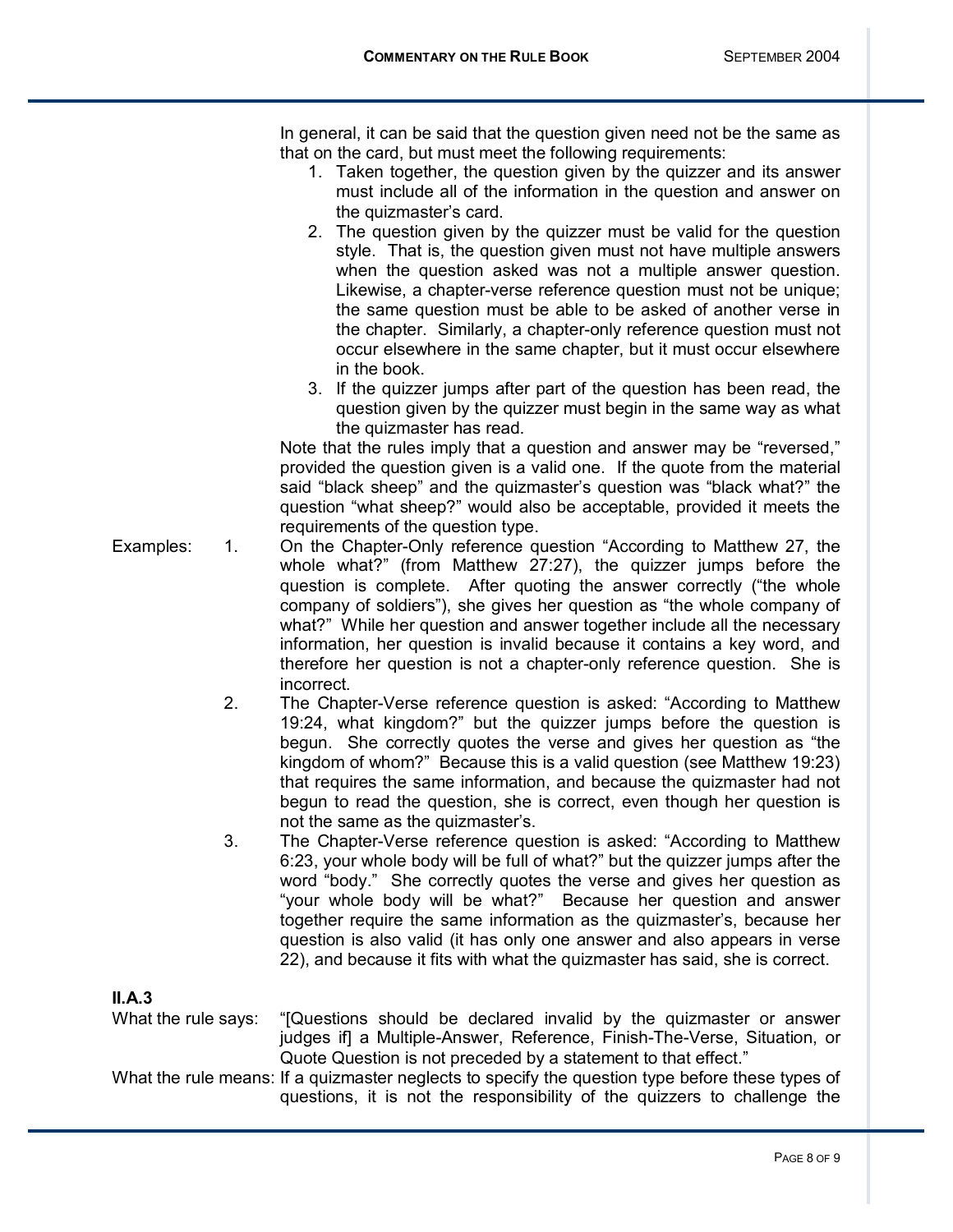In general, it can be said that the question given need not be the same as that on the card, but must meet the following requirements:

1. Taken together, the question given by the quizzer and its answer must include all of the information in the question and answer on the quizmaster's card.
2. The question given by the quizzer must be valid for the question style. That is, the question given must not have multiple answers when the question asked was not a multiple answer question. Likewise, a chapter-verse reference question must not be unique; the same question must be able to be asked of another verse in the chapter. Similarly, a chapter-only reference question must not occur elsewhere in the same chapter, but it must occur elsewhere in the book.
3. If the quizzer jumps after part of the question has been read, the question given by the quizzer must begin in the same way as what the quizmaster has read.

Note that the rules imply that a question and answer may be "reversed," provided the question given is a valid one. If the quote from the material said "black sheep" and the quizmaster's question was "black what?" the question "what sheep?" would also be acceptable, provided it meets the requirements of the question type.

Examples:

1. On the Chapter-Only reference question "According to Matthew 27, the whole what?" (from Matthew 27:27), the quizzer jumps before the question is complete. After quoting the answer correctly ("the whole company of soldiers"), she gives her question as "the whole company of what?" While her question and answer together include all the necessary information, her question is invalid because it contains a key word, and therefore her question is not a chapter-only reference question. She is incorrect.
2. The Chapter-Verse reference question is asked: "According to Matthew 19:24, what kingdom?" but the quizzer jumps before the question is begun. She correctly quotes the verse and gives her question as "the kingdom of whom?" Because this is a valid question (see Matthew 19:23) that requires the same information, and because the quizmaster had not begun to read the question, she is correct, even though her question is not the same as the quizmaster's.
3. The Chapter-Verse reference question is asked: "According to Matthew 6:23, your whole body will be full of what?" but the quizzer jumps after the word "body." She correctly quotes the verse and gives her question as "your whole body will be what?" Because her question and answer together require the same information as the quizmaster's, because her question is also valid (it has only one answer and also appears in verse 22), and because it fits with what the quizmaster has said, she is correct.

**II.A.3**

What the rule says: "[Questions should be declared invalid by the quizmaster or answer judges if] a Multiple-Answer, Reference, Finish-The-Verse, Situation, or Quote Question is not preceded by a statement to that effect."

What the rule means: If a quizmaster neglects to specify the question type before these types of questions, it is not the responsibility of the quizzers to challenge the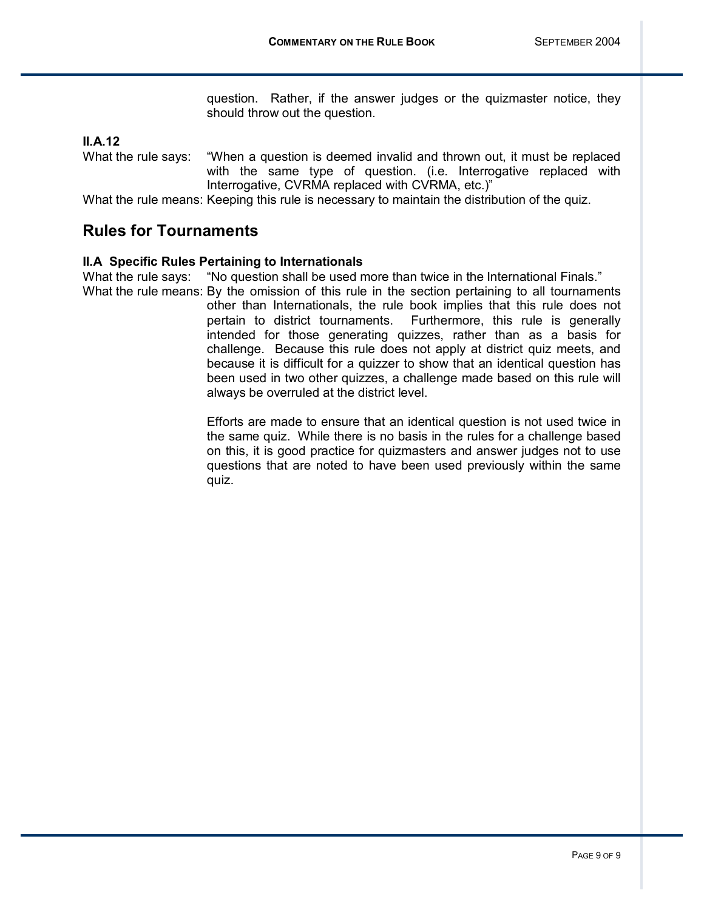question. Rather, if the answer judges or the quizmaster notice, they should throw out the question.

**II.A.12**

What the rule says: "When a question is deemed invalid and thrown out, it must be replaced with the same type of question. (i.e. Interrogative replaced with Interrogative, CVRMA replaced with CVRMA, etc.)"

What the rule means: Keeping this rule is necessary to maintain the distribution of the quiz.

## Rules for Tournaments

**II.A Specific Rules Pertaining to Internationals**

What the rule says: "No question shall be used more than twice in the International Finals."

What the rule means: By the omission of this rule in the section pertaining to all tournaments other than Internationals, the rule book implies that this rule does not pertain to district tournaments. Furthermore, this rule is generally intended for those generating quizzes, rather than as a basis for challenge. Because this rule does not apply at district quiz meets, and because it is difficult for a quizzer to show that an identical question has been used in two other quizzes, a challenge made based on this rule will always be overruled at the district level.

Efforts are made to ensure that an identical question is not used twice in the same quiz. While there is no basis in the rules for a challenge based on this, it is good practice for quizmasters and answer judges not to use questions that are noted to have been used previously within the same quiz.